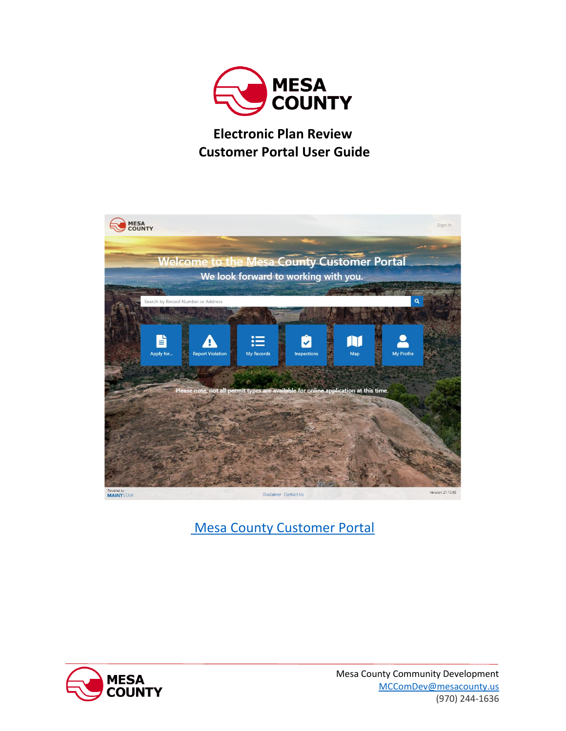# Electronic Plan Review
# Customer Portal User Guide

[Mesa County Customer Portal]

Mesa County Community Development
MCComDev@mesacounty.us
(970) 244-1636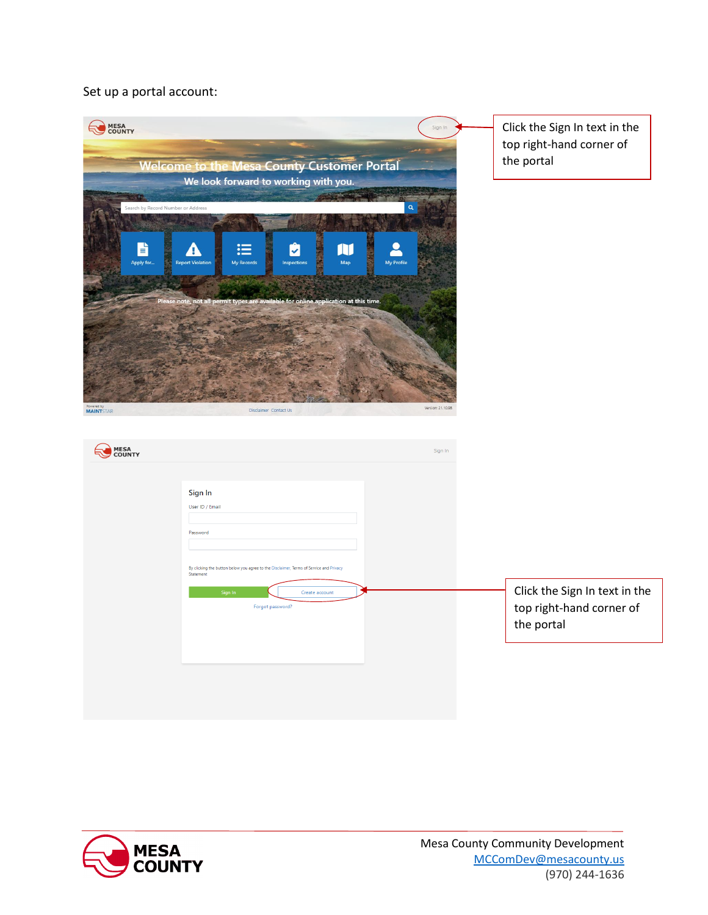Set up a portal account:

Click the Sign In text in the top right-hand corner of the portal

Click the Sign In text in the top right-hand corner of the portal

Mesa County Community Development
MCComDev@mesacounty.us
(970) 244-1636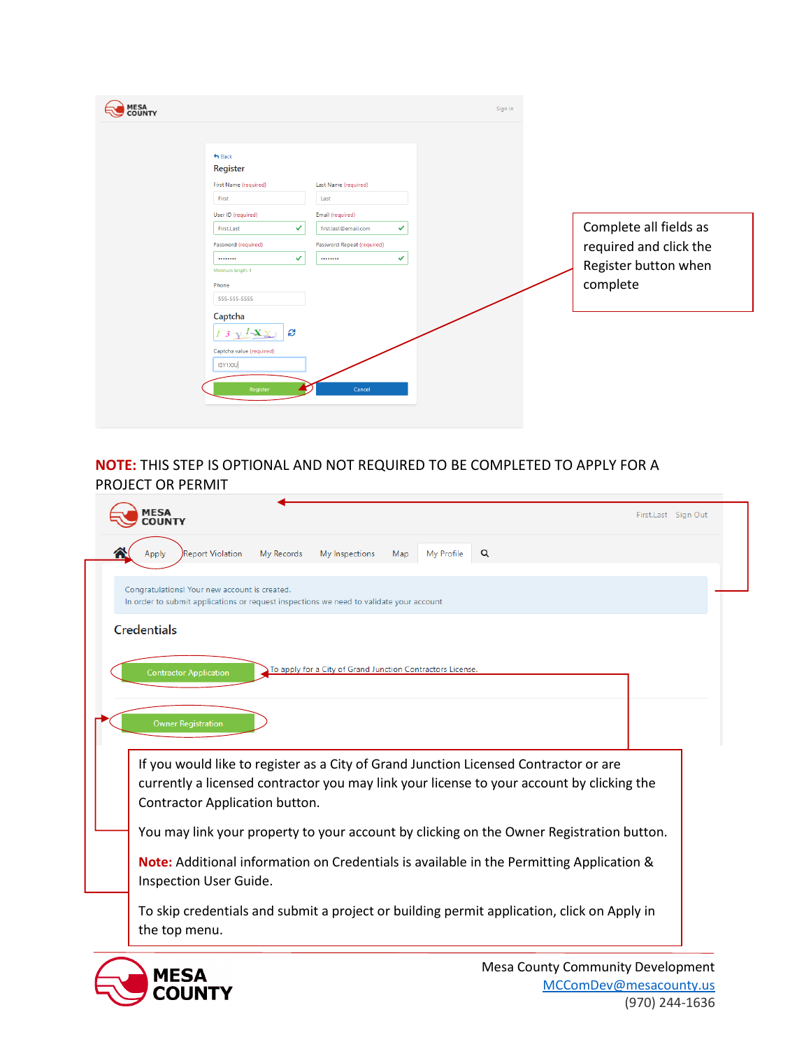Complete all fields as required and click the Register button when complete

**NOTE:** THIS STEP IS OPTIONAL AND NOT REQUIRED TO BE COMPLETED TO APPLY FOR A PROJECT OR PERMIT

If you would like to register as a City of Grand Junction Licensed Contractor or are currently a licensed contractor you may link your license to your account by clicking the Contractor Application button.

You may link your property to your account by clicking on the Owner Registration button.

**Note:** Additional information on Credentials is available in the Permitting Application & Inspection User Guide.

To skip credentials and submit a project or building permit application, click on Apply in the top menu.

Mesa County Community Development
MCComDev@mesacounty.us
(970) 244-1636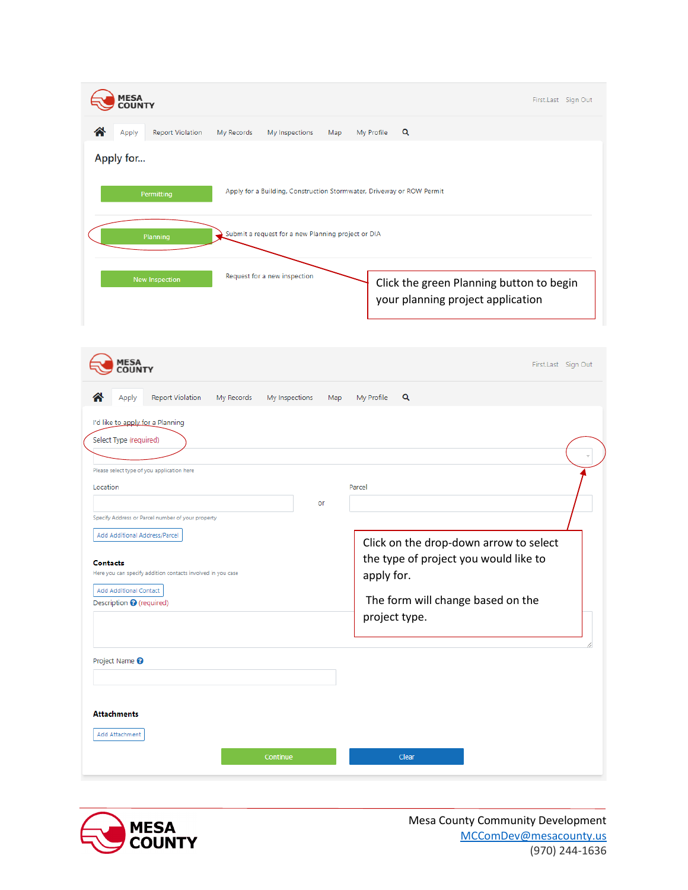MESA COUNTY

First.Last Sign Out

Apply | Report Violation | My Records | My Inspections | Map | My Profile

## Apply for...

**Permitting** — Apply for a Building, Construction Stormwater, Driveway or ROW Permit

**Planning** — Submit a request for a new Planning project or DIA

**New Inspection** — Request for a new inspection

Click the green Planning button to begin your planning project application

MESA COUNTY

First.Last Sign Out

Apply | Report Violation | My Records | My Inspections | Map | My Profile

I'd like to apply for a Planning

Select Type (required)

Please select type of you application here

Location or Parcel

Specify Address or Parcel number of your property

Add Additional Address/Parcel

**Contacts**

Here you can specify addition contacts involved in you case

Add Additional Contact

Description (required)

Project Name

**Attachments**

Add Attachment

Continue | Clear

Click on the drop-down arrow to select the type of project you would like to apply for.

The form will change based on the project type.

MESA COUNTY

Mesa County Community Development
MCComDev@mesacounty.us
(970) 244-1636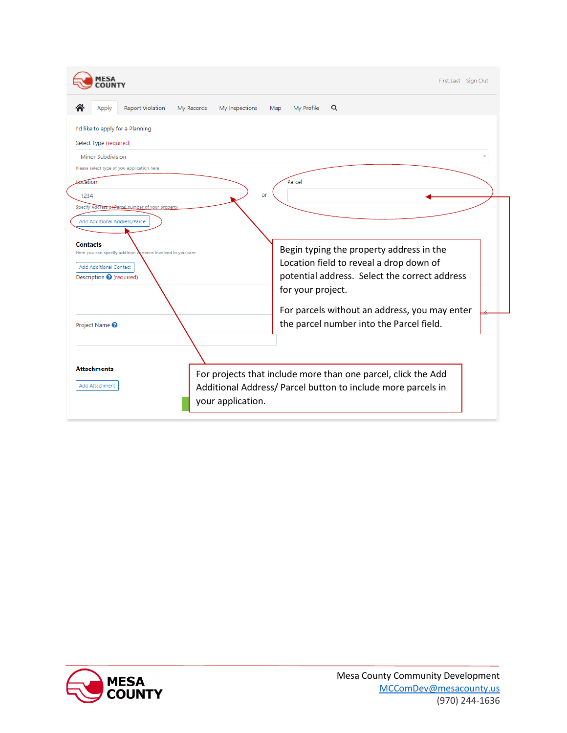I'd like to apply for a Planning

Select Type (required)

Minor Subdivision

Please select type of you application here

Location

1234

or

Parcel

Specify Address or Parcel number of your property

Add Additional Address/Parcel

**Contacts**

Here you can specify addition contacts involved in you case

Add Additional Contact

Description (required)

Project Name

**Attachments**

Add Attachment

Begin typing the property address in the Location field to reveal a drop down of potential address. Select the correct address for your project.

For parcels without an address, you may enter the parcel number into the Parcel field.

For projects that include more than one parcel, click the Add Additional Address/ Parcel button to include more parcels in your application.

Mesa County Community Development
MCComDev@mesacounty.us
(970) 244-1636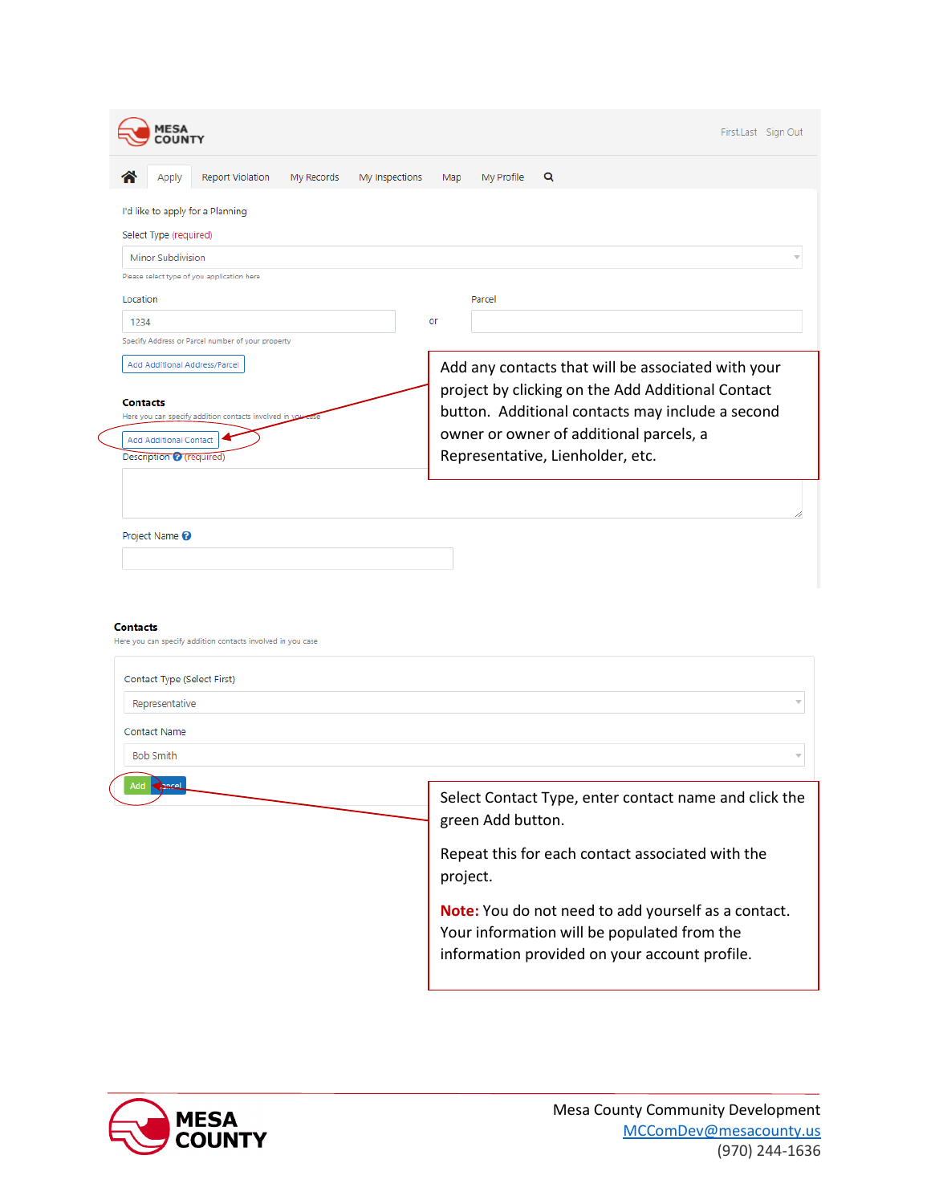Add any contacts that will be associated with your project by clicking on the Add Additional Contact button. Additional contacts may include a second owner or owner of additional parcels, a Representative, Lienholder, etc.

Select Contact Type, enter contact name and click the green Add button.

Repeat this for each contact associated with the project.

**Note:** You do not need to add yourself as a contact. Your information will be populated from the information provided on your account profile.

Mesa County Community Development
MCComDev@mesacounty.us
(970) 244-1636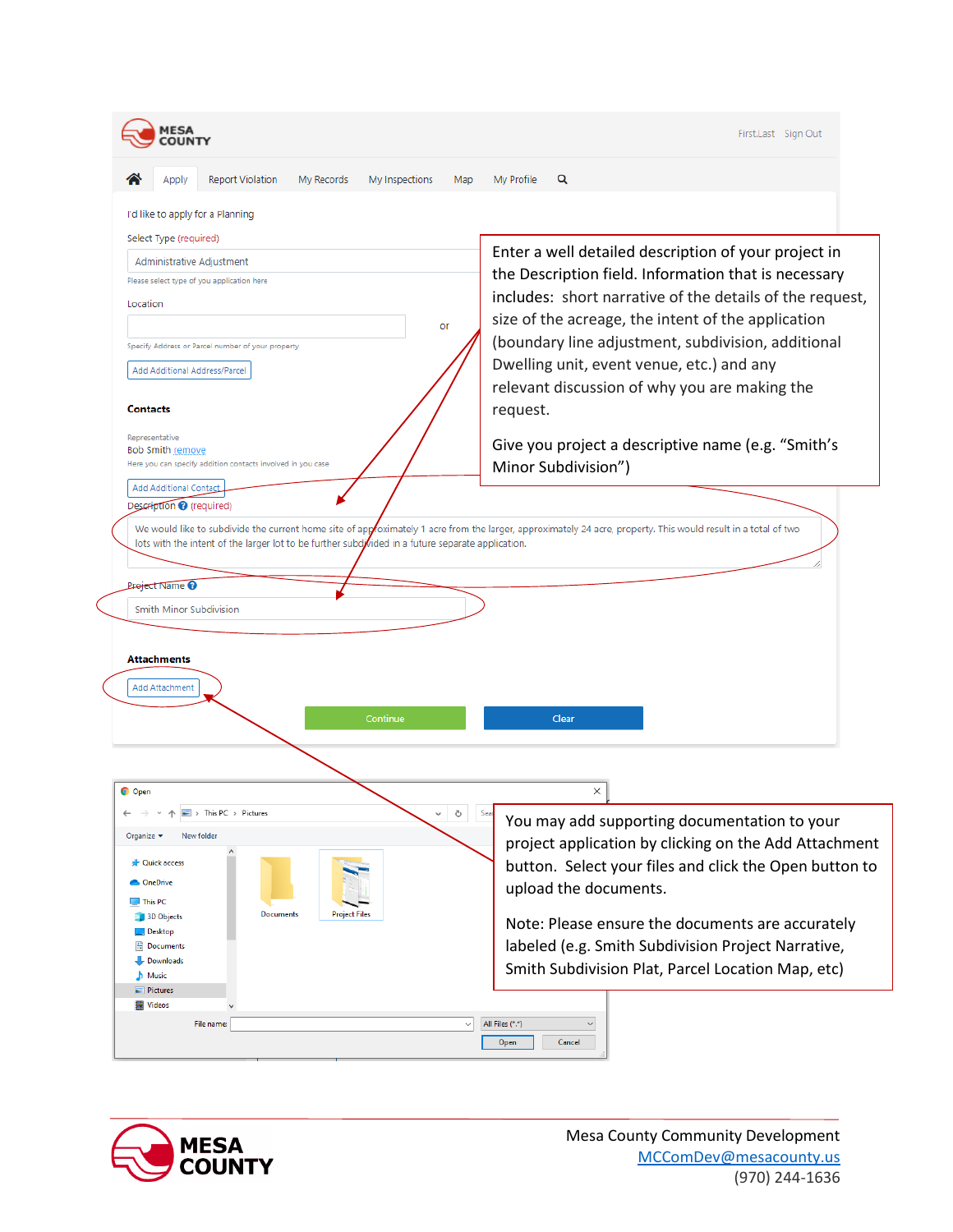First.Last Sign Out

Apply | Report Violation | My Records | My Inspections | Map | My Profile

I'd like to apply for a Planning

Select Type (required)

Administrative Adjustment

Please select type of you application here

Location

or

Specify Address or Parcel number of your property

Add Additional Address/Parcel

**Contacts**

Representative

Bob Smith remove

Here you can specify addition contacts involved in you case

Add Additional Contact

Description (required)

We would like to subdivide the current home site of approximately 1 acre from the larger, approximately 24 acre, property. This would result in a total of two lots with the intent of the larger lot to be further subdivided in a future separate application.

Project Name

Smith Minor Subdivision

**Attachments**

Add Attachment

Continue | Clear

Enter a well detailed description of your project in the Description field. Information that is necessary includes: short narrative of the details of the request, size of the acreage, the intent of the application (boundary line adjustment, subdivision, additional Dwelling unit, event venue, etc.) and any relevant discussion of why you are making the request.

Give you project a descriptive name (e.g. "Smith's Minor Subdivision")

You may add supporting documentation to your project application by clicking on the Add Attachment button. Select your files and click the Open button to upload the documents.

Note: Please ensure the documents are accurately labeled (e.g. Smith Subdivision Project Narrative, Smith Subdivision Plat, Parcel Location Map, etc)

Mesa County Community Development
MCComDev@mesacounty.us
(970) 244-1636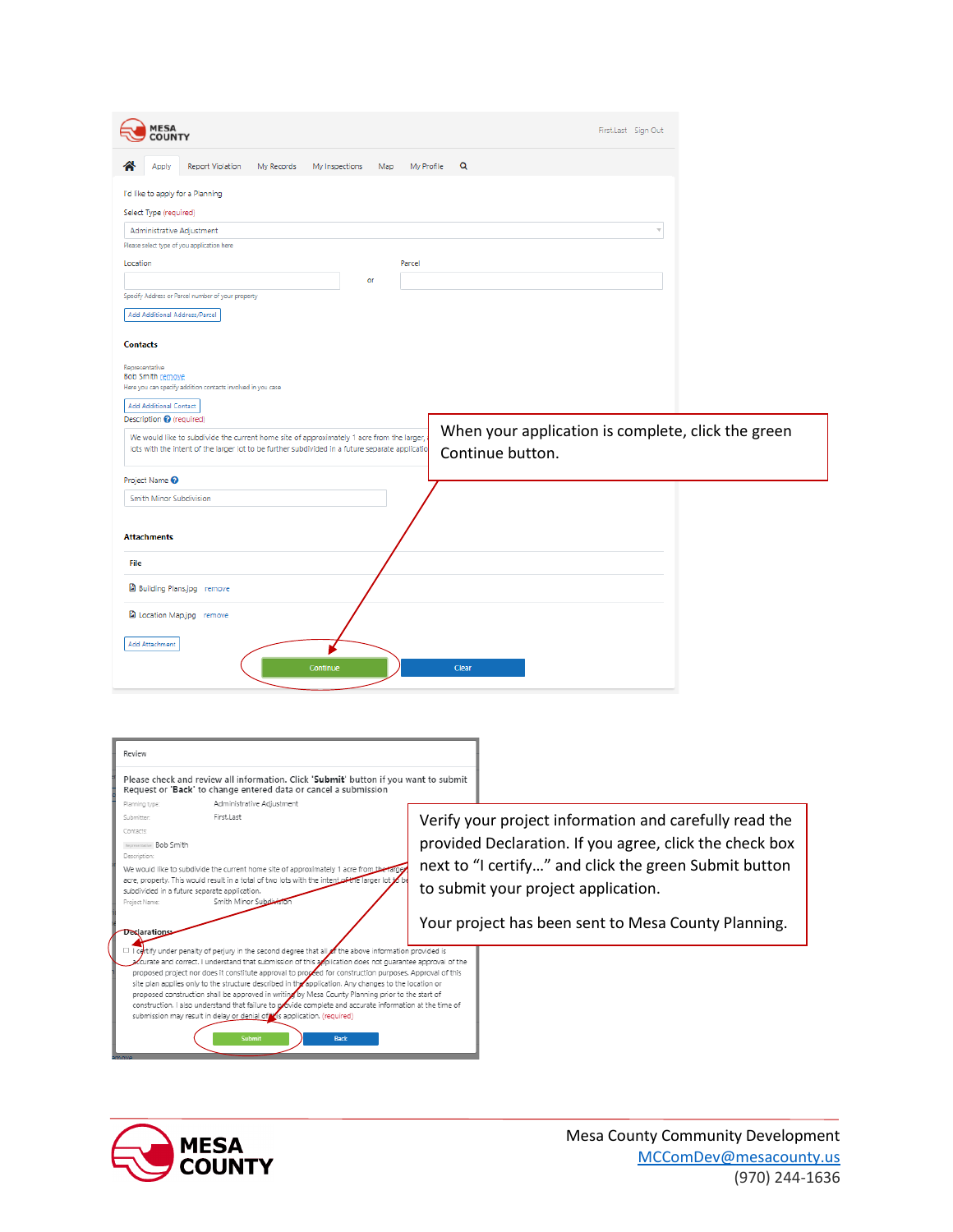MESA COUNTY

First.Last Sign Out

Apply | Report Violation | My Records | My Inspections | Map | My Profile

I'd like to apply for a Planning

Select Type (required)

Administrative Adjustment

Please select type of you application here

Location or Parcel

Specify Address or Parcel number of your property

Add Additional Address/Parcel

**Contacts**

Representative

Bob Smith remove

Here you can specify addition contacts involved in you case

Add Additional Contact

Description (required)

We would like to subdivide the current home site of approximately 1 acre from the larger, lots with the intent of the larger lot to be further subdivided in a future separate applicatio

Project Name

Smith Minor Subdivision

**Attachments**

File

Building Plans.jpg remove

Location Map.jpg remove

Add Attachment

Continue | Clear

When your application is complete, click the green Continue button.

Review

Please check and review all information. Click '**Submit**' button if you want to submit Request or '**Back**' to change entered data or cancel a submission

Planning type: Administrative Adjustment

Submitter: First.Last

Contacts:

Representative Bob Smith

Description:

We would like to subdivide the current home site of approximately 1 acre from the larger acre, property. This would result in a total of two lots with the intent of the larger lot to be subdivided in a future separate application.

Project Name: Smith Minor Subdivision

**Declarations**

☐ I certify under penalty of perjury in the second degree that all of the above information provided is accurate and correct. I understand that submission of this application does not guarantee approval of the proposed project nor does it constitute approval to proceed for construction purposes. Approval of this site plan applies only to the structure described in the application. Any changes to the location or proposed construction shall be approved in writing by Mesa County Planning prior to the start of construction. I also understand that failure to provide complete and accurate information at the time of submission may result in delay or denial of this application. (required)

Submit | Back

Verify your project information and carefully read the provided Declaration. If you agree, click the check box next to "I certify…" and click the green Submit button to submit your project application.

Your project has been sent to Mesa County Planning.

Mesa County Community Development
MCComDev@mesacounty.us
(970) 244-1636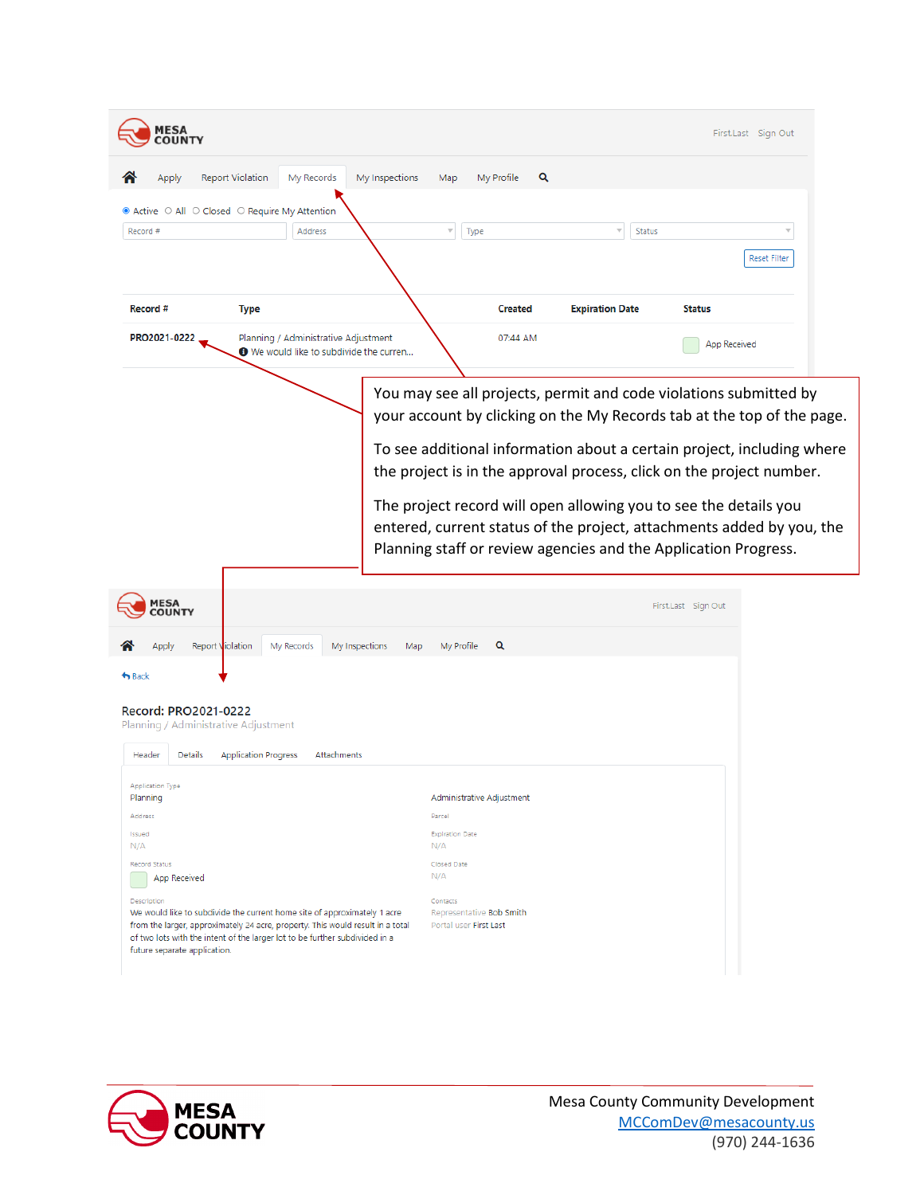MESA COUNTY

First.Last Sign Out

Apply | Report Violation | My Records | My Inspections | Map | My Profile

Active | All | Closed | Require My Attention

Record # | Address | Type | Status

Reset Filter

| Record # | Type | Created | Expiration Date | Status |
|---|---|---|---|---|
| PRO2021-0222 | Planning / Administrative Adjustment<br>We would like to subdivide the curren... | 07:44 AM | | App Received |

You may see all projects, permit and code violations submitted by your account by clicking on the My Records tab at the top of the page.

To see additional information about a certain project, including where the project is in the approval process, click on the project number.

The project record will open allowing you to see the details you entered, current status of the project, attachments added by you, the Planning staff or review agencies and the Application Progress.

MESA COUNTY

First.Last Sign Out

Apply | Report Violation | My Records | My Inspections | Map | My Profile

Back

**Record: PRO2021-0222**

Planning / Administrative Adjustment

Header | Details | Application Progress | Attachments

Application Type
Planning

Administrative Adjustment

Address

Parcel

Issued
N/A

Expiration Date
N/A

Record Status
App Received

Closed Date
N/A

Description
We would like to subdivide the current home site of approximately 1 acre from the larger, approximately 24 acre, property. This would result in a total of two lots with the intent of the larger lot to be further subdivided in a future separate application.

Contacts
Representative Bob Smith
Portal user First Last

MESA COUNTY

Mesa County Community Development
MCComDev@mesacounty.us
(970) 244-1636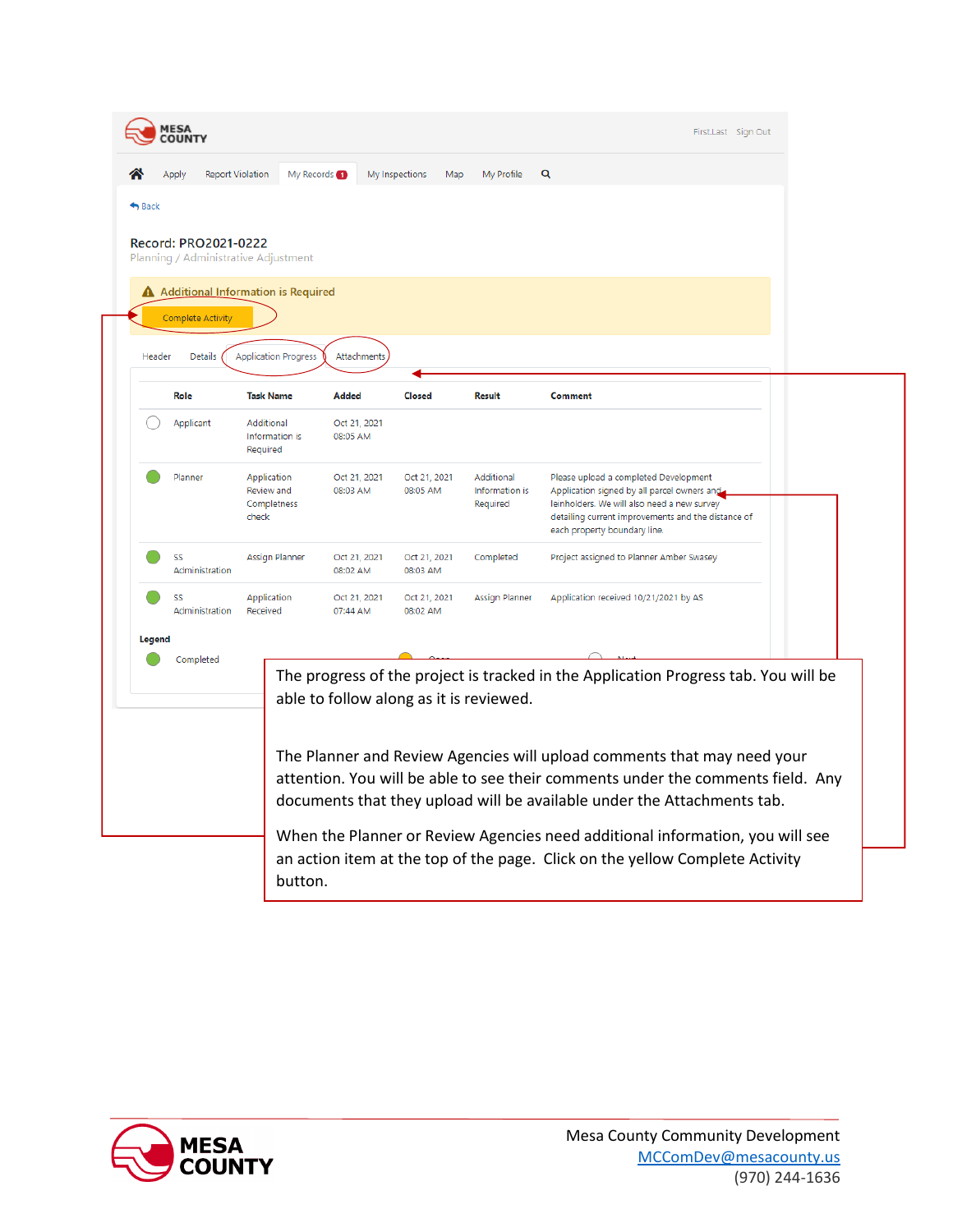MESA COUNTY

First.Last Sign Out

Apply | Report Violation | My Records 1 | My Inspections | Map | My Profile

Back

Record: PRO2021-0222

Planning / Administrative Adjustment

Additional Information is Required

Complete Activity

Header | Details | Application Progress | Attachments

| | Role | Task Name | Added | Closed | Result | Comment |
|---|---|---|---|---|---|---|
| ○ | Applicant | Additional Information is Required | Oct 21, 2021 08:05 AM | | | |
| ● | Planner | Application Review and Completness check | Oct 21, 2021 08:03 AM | Oct 21, 2021 08:05 AM | Additional Information is Required | Please upload a completed Development Application signed by all parcel owners and leinholders. We will also need a new survey detailing current improvements and the distance of each property boundary line. |
| ● | SS Administration | Assign Planner | Oct 21, 2021 08:02 AM | Oct 21, 2021 08:03 AM | Completed | Project assigned to Planner Amber Swasey |
| ● | SS Administration | Application Received | Oct 21, 2021 07:44 AM | Oct 21, 2021 08:02 AM | Assign Planner | Application received 10/21/2021 by AS |

Legend

Completed

The progress of the project is tracked in the Application Progress tab. You will be able to follow along as it is reviewed.

The Planner and Review Agencies will upload comments that may need your attention. You will be able to see their comments under the comments field. Any documents that they upload will be available under the Attachments tab.

When the Planner or Review Agencies need additional information, you will see an action item at the top of the page. Click on the yellow Complete Activity button.

Mesa County Community Development
MCComDev@mesacounty.us
(970) 244-1636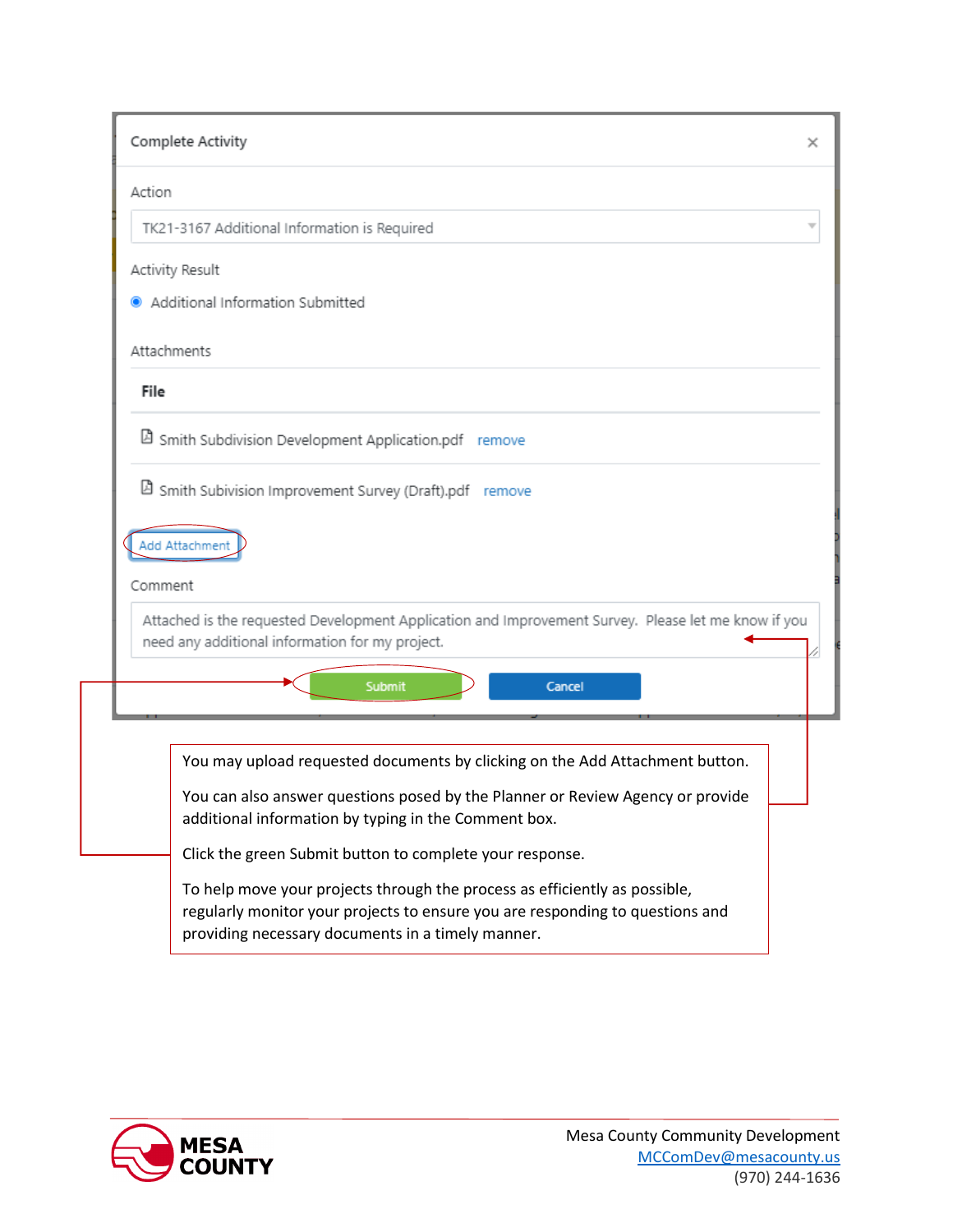Complete Activity

Action

TK21-3167 Additional Information is Required

Activity Result

- Additional Information Submitted

Attachments

| File |
| --- |
| Smith Subdivision Development Application.pdf remove |
| Smith Subivision Improvement Survey (Draft).pdf remove |

Add Attachment

Comment

Attached is the requested Development Application and Improvement Survey. Please let me know if you need any additional information for my project.

Submit | Cancel

You may upload requested documents by clicking on the Add Attachment button.

You can also answer questions posed by the Planner or Review Agency or provide additional information by typing in the Comment box.

Click the green Submit button to complete your response.

To help move your projects through the process as efficiently as possible, regularly monitor your projects to ensure you are responding to questions and providing necessary documents in a timely manner.

MESA COUNTY

Mesa County Community Development
MCComDev@mesacounty.us
(970) 244-1636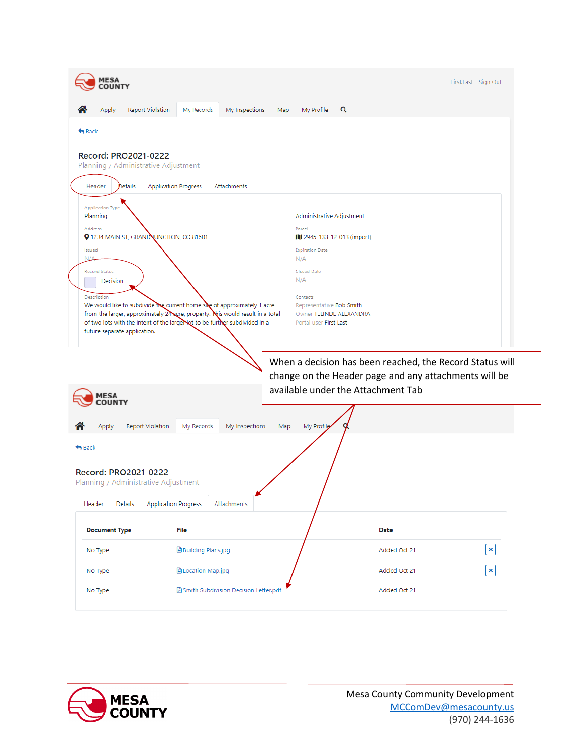MESA COUNTY

First.Last Sign Out

Apply | Report Violation | My Records | My Inspections | Map | My Profile

Back

Record: PRO2021-0222

Planning / Administrative Adjustment

Header | Details | Application Progress | Attachments

Application Type
Planning

Administrative Adjustment

Address
1234 MAIN ST, GRAND JUNCTION, CO 81501

Parcel
2945-133-12-013 (import)

Issued
N/A

Expiration Date
N/A

Record Status
Decision

Closed Date
N/A

Description
We would like to subdivide the current home site of approximately 1 acre from the larger, approximately 24 acre, property. This would result in a total of two lots with the intent of the larger lot to be further subdivided in a future separate application.

Contacts
Representative Bob Smith
Owner TELINDE ALEXANDRA
Portal user First Last

When a decision has been reached, the Record Status will change on the Header page and any attachments will be available under the Attachment Tab

MESA COUNTY

Apply | Report Violation | My Records | My Inspections | Map | My Profile

Back

Record: PRO2021-0222

Planning / Administrative Adjustment

Header | Details | Application Progress | Attachments

| Document Type | File | Date |
|---|---|---|
| No Type | Building Plans.jpg | Added Oct 21 |
| No Type | Location Map.jpg | Added Oct 21 |
| No Type | Smith Subdivision Decision Letter.pdf | Added Oct 21 |

MESA COUNTY

Mesa County Community Development
MCComDev@mesacounty.us
(970) 244-1636